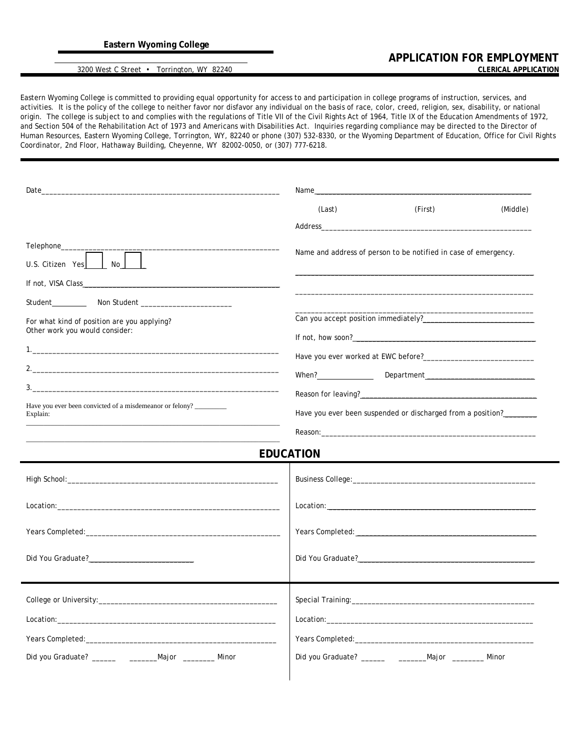**Eastern Wyoming College**

3200 West C Street • Torrington, WY 82240

# APPLICATION FOR EMPLOYMENT

**CLERICAL APPLICATION**

Eastern Wyoming College is committed to providing equal opportunity for access to and participation in college programs of instruction, services, and activities. It is the policy of the college to neither favor nor disfavor any individual on the basis of race, color, creed, religion, sex, disability, or national origin. The college is subject to and complies with the regulations of Title VII of the Civil Rights Act of 1964, Title IX of the Education Amendments of 1972, and Section 504 of the Rehabilitation Act of 1973 and Americans with Disabilities Act. Inquiries regarding compliance may be directed to the Director of Human Resources, Eastern Wyoming College, Torrington, WY, 82240 or phone (307) 532-8330, or the Wyoming Department of Education, Office for Civil Rights Coordinator, 2nd Floor, Hathaway Building, Cheyenne, WY 82002-0050, or (307) 777-6218.

Date______________________________________________________________

Telephone__________________________________________________________

U.S. Citizen Yes[ ] No[ ]

If not, VISA Class____________________________________________________

Student_________ Non Student ______________________

For what kind of position are you applying?
Other work you would consider:

1.________________________________________________________________

2.________________________________________________________________

3.________________________________________________________________

Have you ever been convicted of a misdemeanor or felony? _________
Explain:

__________________________________________________________________

__________________________________________________________________

Name_______________________________________________________

(Last) (First) (Middle)

Address_____________________________________________________

Name and address of person to be notified in case of emergency.

____________________________________________________________

____________________________________________________________

____________________________________________________________

Can you accept position immediately?___________________________

If not, how soon?_____________________________________________

Have you ever worked at EWC before?__________________________

When?______________ Department____________________________

Reason for leaving?___________________________________________

Have you ever been suspended or discharged from a position?________

Reason:_____________________________________________________

## EDUCATION

High School:_________________________________________________

Location:____________________________________________________

Years Completed:_____________________________________________

Did You Graduate?___________________________

Business College:_____________________________________________

Location:____________________________________________________

Years Completed:_____________________________________________

Did You Graduate?____________________________________________

College or University:_________________________________________

Location:____________________________________________________

Years Completed:_____________________________________________

Did you Graduate? ______ _______Major ________ Minor

Special Training:______________________________________________

Location:____________________________________________________

Years Completed:_____________________________________________

Did you Graduate? ______ _______Major ________ Minor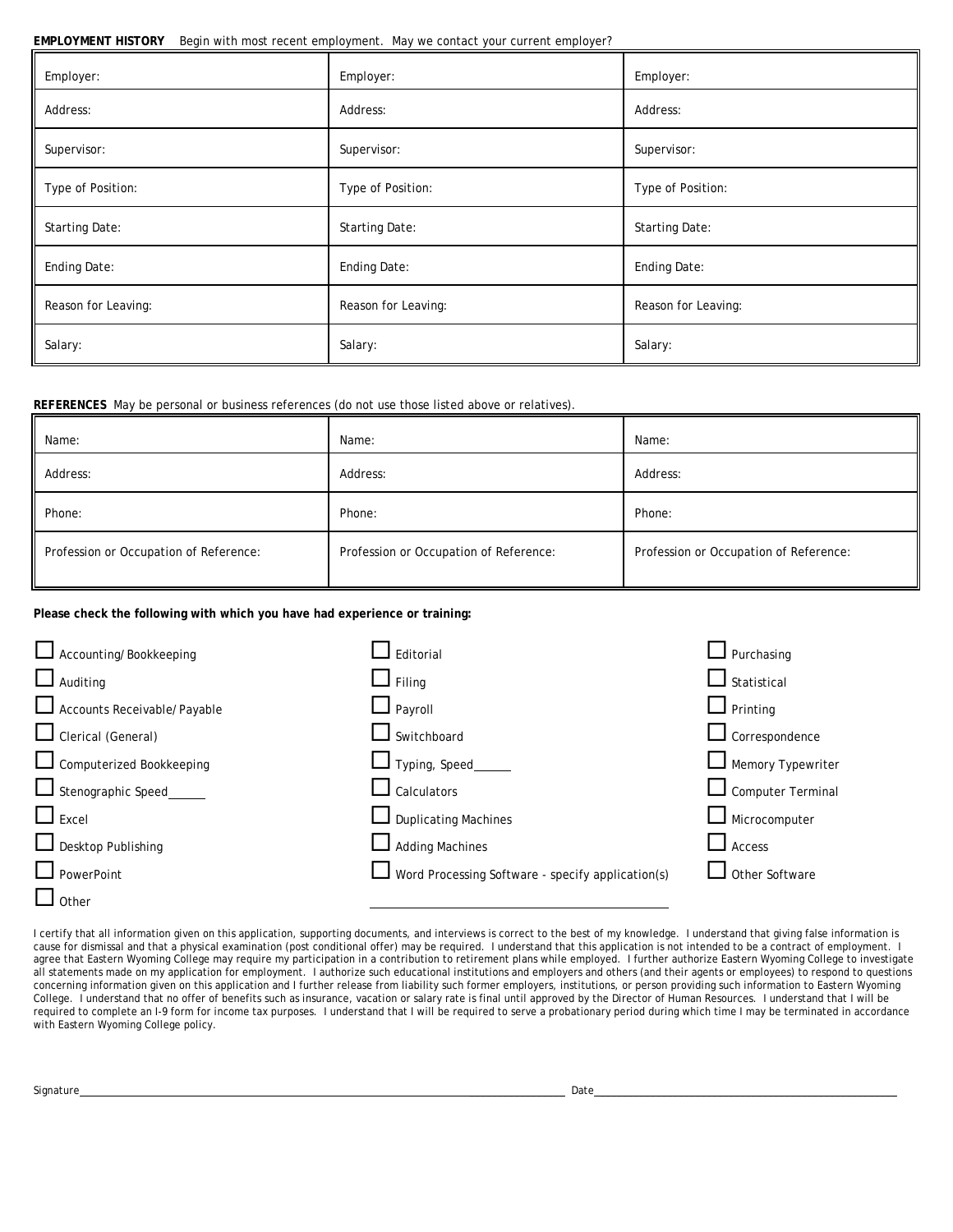**EMPLOYMENT HISTORY** Begin with most recent employment. May we contact your current employer?

| | | |
|---|---|---|
| Employer: | Employer: | Employer: |
| Address: | Address: | Address: |
| Supervisor: | Supervisor: | Supervisor: |
| Type of Position: | Type of Position: | Type of Position: |
| Starting Date: | Starting Date: | Starting Date: |
| Ending Date: | Ending Date: | Ending Date: |
| Reason for Leaving: | Reason for Leaving: | Reason for Leaving: |
| Salary: | Salary: | Salary: |

**REFERENCES** May be personal or business references (do not use those listed above or relatives).

| | | |
|---|---|---|
| Name: | Name: | Name: |
| Address: | Address: | Address: |
| Phone: | Phone: | Phone: |
| Profession or Occupation of Reference: | Profession or Occupation of Reference: | Profession or Occupation of Reference: |

**Please check the following with which you have had experience or training:**

- ☐ Accounting/Bookkeeping
- ☐ Auditing
- ☐ Accounts Receivable/Payable
- ☐ Clerical (General)
- ☐ Computerized Bookkeeping
- ☐ Stenographic Speed______
- ☐ Excel
- ☐ Desktop Publishing
- ☐ PowerPoint
- ☐ Other
- ☐ Editorial
- ☐ Filing
- ☐ Payroll
- ☐ Switchboard
- ☐ Typing, Speed______
- ☐ Calculators
- ☐ Duplicating Machines
- ☐ Adding Machines
- ☐ Word Processing Software - specify application(s) ____________________
- ☐ Purchasing
- ☐ Statistical
- ☐ Printing
- ☐ Correspondence
- ☐ Memory Typewriter
- ☐ Computer Terminal
- ☐ Microcomputer
- ☐ Access
- ☐ Other Software

I certify that all information given on this application, supporting documents, and interviews is correct to the best of my knowledge. I understand that giving false information is cause for dismissal and that a physical examination (post conditional offer) may be required. I understand that this application is not intended to be a contract of employment. I agree that Eastern Wyoming College may require my participation in a contribution to retirement plans while employed. I further authorize Eastern Wyoming College to investigate all statements made on my application for employment. I authorize such educational institutions and employers and others (and their agents or employees) to respond to questions concerning information given on this application and I further release from liability such former employers, institutions, or person providing such information to Eastern Wyoming College. I understand that no offer of benefits such as insurance, vacation or salary rate is final until approved by the Director of Human Resources. I understand that I will be required to complete an I-9 form for income tax purposes. I understand that I will be required to serve a probationary period during which time I may be terminated in accordance with Eastern Wyoming College policy.

Signature____________________________________________ Date______________________________